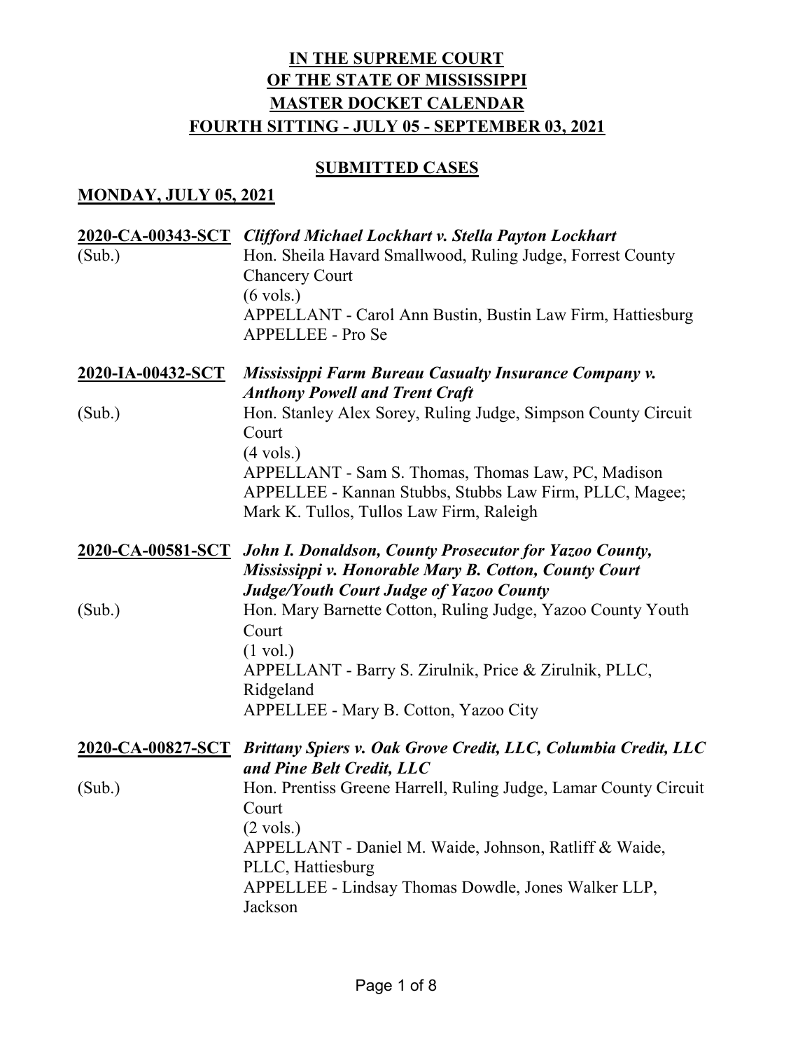# IN THE SUPREME COURT
# OF THE STATE OF MISSISSIPPI
# MASTER DOCKET CALENDAR
# FOURTH SITTING - JULY 05 - SEPTEMBER 03, 2021

## SUBMITTED CASES

## MONDAY, JULY 05, 2021

**2020-CA-00343-SCT** ***Clifford Michael Lockhart v. Stella Payton Lockhart***
(Sub.)
Hon. Sheila Havard Smallwood, Ruling Judge, Forrest County Chancery Court
(6 vols.)
APPELLANT - Carol Ann Bustin, Bustin Law Firm, Hattiesburg
APPELLEE - Pro Se

**2020-IA-00432-SCT** ***Mississippi Farm Bureau Casualty Insurance Company v. Anthony Powell and Trent Craft***
(Sub.)
Hon. Stanley Alex Sorey, Ruling Judge, Simpson County Circuit Court
(4 vols.)
APPELLANT - Sam S. Thomas, Thomas Law, PC, Madison
APPELLEE - Kannan Stubbs, Stubbs Law Firm, PLLC, Magee; Mark K. Tullos, Tullos Law Firm, Raleigh

**2020-CA-00581-SCT** ***John I. Donaldson, County Prosecutor for Yazoo County, Mississippi v. Honorable Mary B. Cotton, County Court Judge/Youth Court Judge of Yazoo County***
(Sub.)
Hon. Mary Barnette Cotton, Ruling Judge, Yazoo County Youth Court
(1 vol.)
APPELLANT - Barry S. Zirulnik, Price & Zirulnik, PLLC, Ridgeland
APPELLEE - Mary B. Cotton, Yazoo City

**2020-CA-00827-SCT** ***Brittany Spiers v. Oak Grove Credit, LLC, Columbia Credit, LLC and Pine Belt Credit, LLC***
(Sub.)
Hon. Prentiss Greene Harrell, Ruling Judge, Lamar County Circuit Court
(2 vols.)
APPELLANT - Daniel M. Waide, Johnson, Ratliff & Waide, PLLC, Hattiesburg
APPELLEE - Lindsay Thomas Dowdle, Jones Walker LLP, Jackson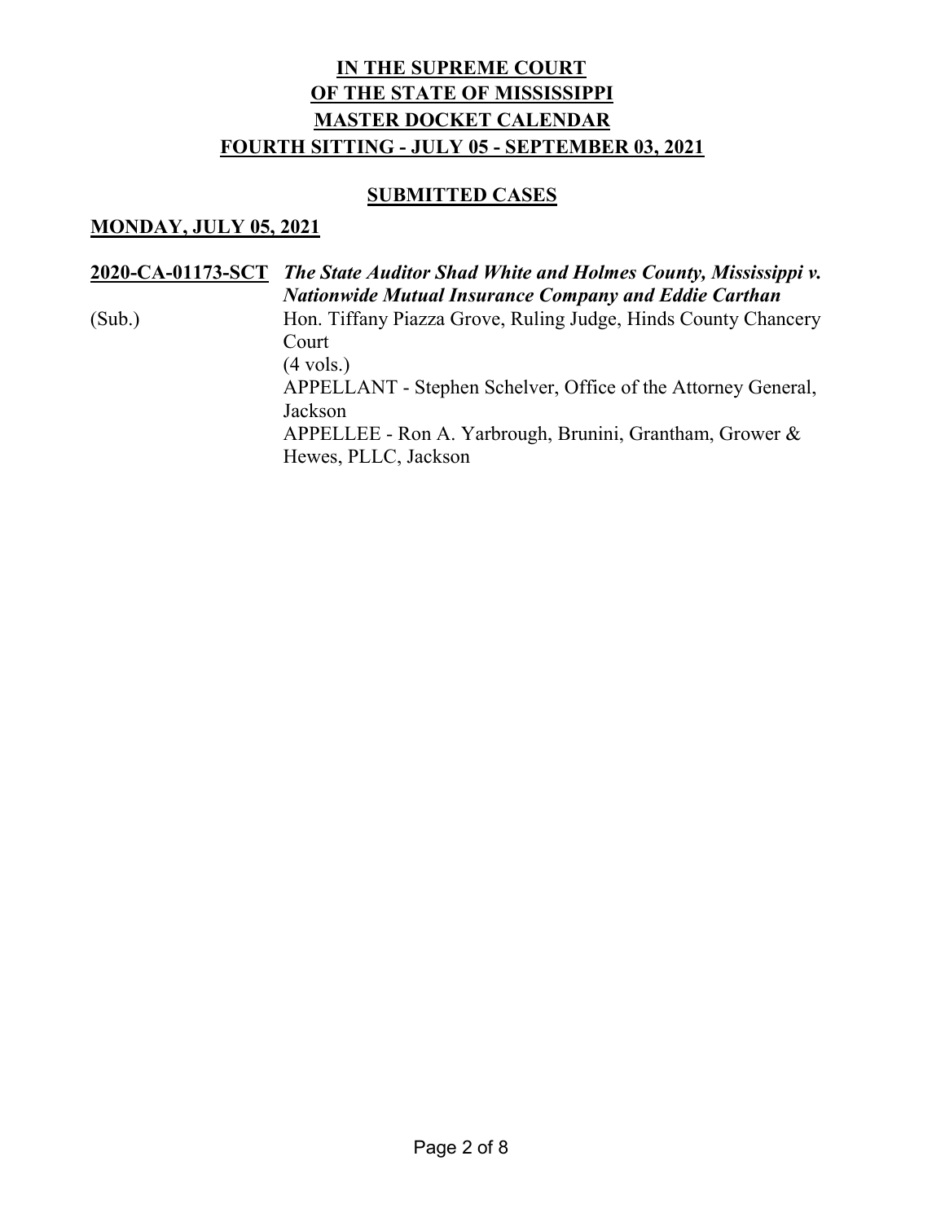**IN THE SUPREME COURT**
**OF THE STATE OF MISSISSIPPI**
**MASTER DOCKET CALENDAR**
**FOURTH SITTING - JULY 05 - SEPTEMBER 03, 2021**

**SUBMITTED CASES**

**MONDAY, JULY 05, 2021**

**2020-CA-01173-SCT** ***The State Auditor Shad White and Holmes County, Mississippi v. Nationwide Mutual Insurance Company and Eddie Carthan***

(Sub.)

Hon. Tiffany Piazza Grove, Ruling Judge, Hinds County Chancery Court

(4 vols.)

APPELLANT - Stephen Schelver, Office of the Attorney General, Jackson

APPELLEE - Ron A. Yarbrough, Brunini, Grantham, Grower & Hewes, PLLC, Jackson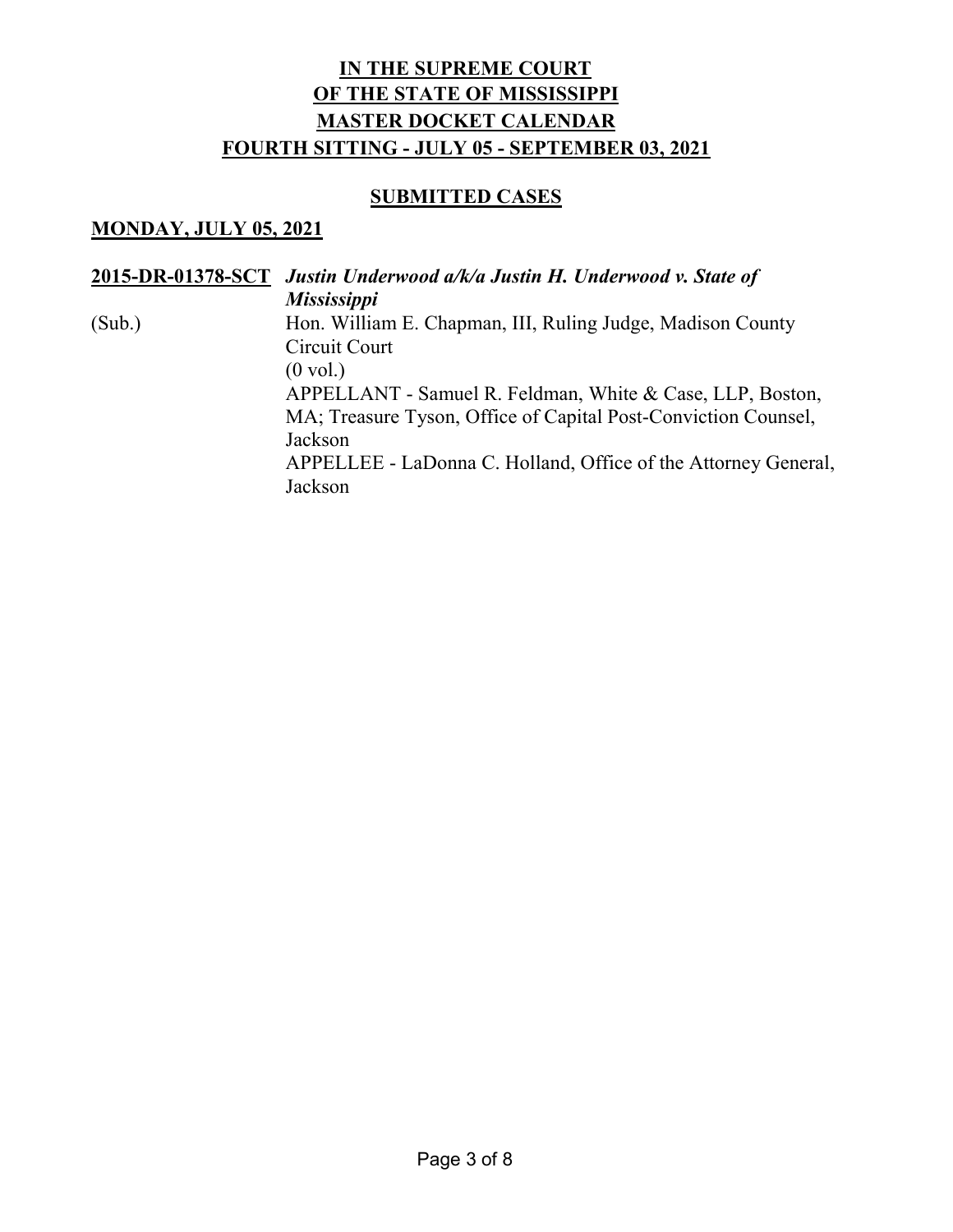**IN THE SUPREME COURT**
**OF THE STATE OF MISSISSIPPI**
**MASTER DOCKET CALENDAR**
**FOURTH SITTING - JULY 05 - SEPTEMBER 03, 2021**

**SUBMITTED CASES**

**MONDAY, JULY 05, 2021**

**2015-DR-01378-SCT** ***Justin Underwood a/k/a Justin H. Underwood v. State of Mississippi***

(Sub.)

Hon. William E. Chapman, III, Ruling Judge, Madison County Circuit Court

(0 vol.)

APPELLANT - Samuel R. Feldman, White & Case, LLP, Boston, MA; Treasure Tyson, Office of Capital Post-Conviction Counsel, Jackson

APPELLEE - LaDonna C. Holland, Office of the Attorney General, Jackson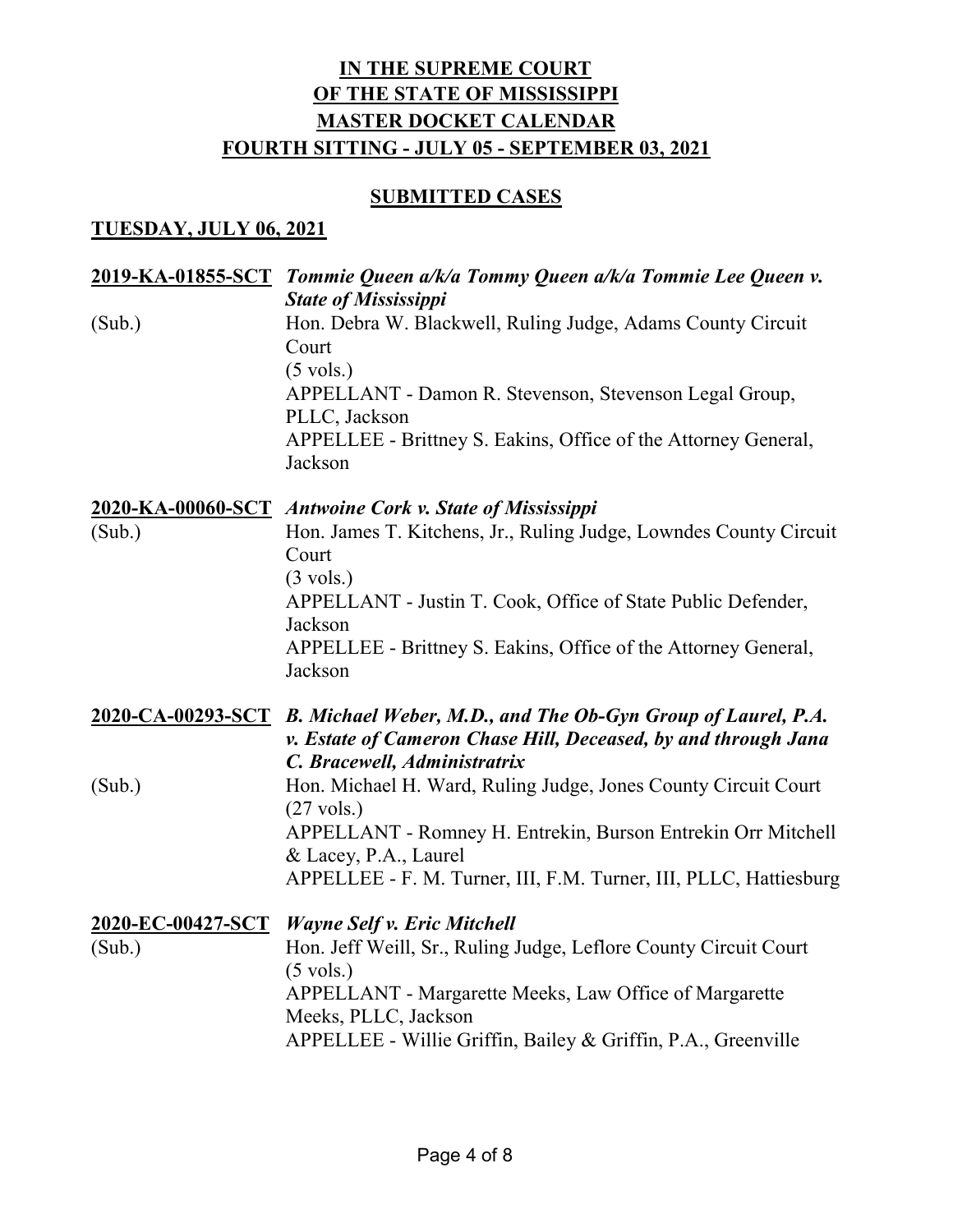# IN THE SUPREME COURT OF THE STATE OF MISSISSIPPI MASTER DOCKET CALENDAR FOURTH SITTING - JULY 05 - SEPTEMBER 03, 2021

## SUBMITTED CASES

### TUESDAY, JULY 06, 2021

**2019-KA-01855-SCT** ***Tommie Queen a/k/a Tommy Queen a/k/a Tommie Lee Queen v. State of Mississippi***

(Sub.)
Hon. Debra W. Blackwell, Ruling Judge, Adams County Circuit Court
(5 vols.)
APPELLANT - Damon R. Stevenson, Stevenson Legal Group, PLLC, Jackson
APPELLEE - Brittney S. Eakins, Office of the Attorney General, Jackson

**2020-KA-00060-SCT** ***Antwoine Cork v. State of Mississippi***

(Sub.)
Hon. James T. Kitchens, Jr., Ruling Judge, Lowndes County Circuit Court
(3 vols.)
APPELLANT - Justin T. Cook, Office of State Public Defender, Jackson
APPELLEE - Brittney S. Eakins, Office of the Attorney General, Jackson

**2020-CA-00293-SCT** ***B. Michael Weber, M.D., and The Ob-Gyn Group of Laurel, P.A. v. Estate of Cameron Chase Hill, Deceased, by and through Jana C. Bracewell, Administratrix***

(Sub.)
Hon. Michael H. Ward, Ruling Judge, Jones County Circuit Court
(27 vols.)
APPELLANT - Romney H. Entrekin, Burson Entrekin Orr Mitchell & Lacey, P.A., Laurel
APPELLEE - F. M. Turner, III, F.M. Turner, III, PLLC, Hattiesburg

**2020-EC-00427-SCT** ***Wayne Self v. Eric Mitchell***

(Sub.)
Hon. Jeff Weill, Sr., Ruling Judge, Leflore County Circuit Court
(5 vols.)
APPELLANT - Margarette Meeks, Law Office of Margarette Meeks, PLLC, Jackson
APPELLEE - Willie Griffin, Bailey & Griffin, P.A., Greenville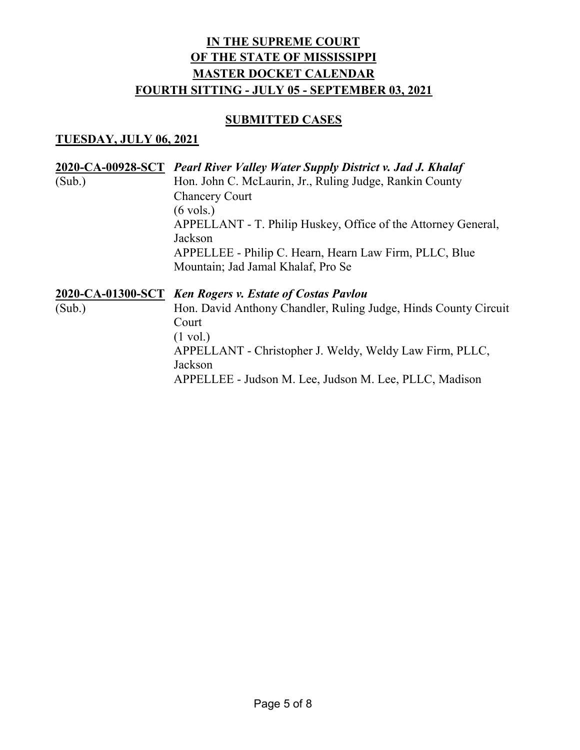**IN THE SUPREME COURT**
**OF THE STATE OF MISSISSIPPI**
**MASTER DOCKET CALENDAR**
**FOURTH SITTING - JULY 05 - SEPTEMBER 03, 2021**

**SUBMITTED CASES**

**TUESDAY, JULY 06, 2021**

**2020-CA-00928-SCT** ***Pearl River Valley Water Supply District v. Jad J. Khalaf***
(Sub.)
Hon. John C. McLaurin, Jr., Ruling Judge, Rankin County Chancery Court
(6 vols.)
APPELLANT - T. Philip Huskey, Office of the Attorney General, Jackson
APPELLEE - Philip C. Hearn, Hearn Law Firm, PLLC, Blue Mountain; Jad Jamal Khalaf, Pro Se

**2020-CA-01300-SCT** ***Ken Rogers v. Estate of Costas Pavlou***
(Sub.)
Hon. David Anthony Chandler, Ruling Judge, Hinds County Circuit Court
(1 vol.)
APPELLANT - Christopher J. Weldy, Weldy Law Firm, PLLC, Jackson
APPELLEE - Judson M. Lee, Judson M. Lee, PLLC, Madison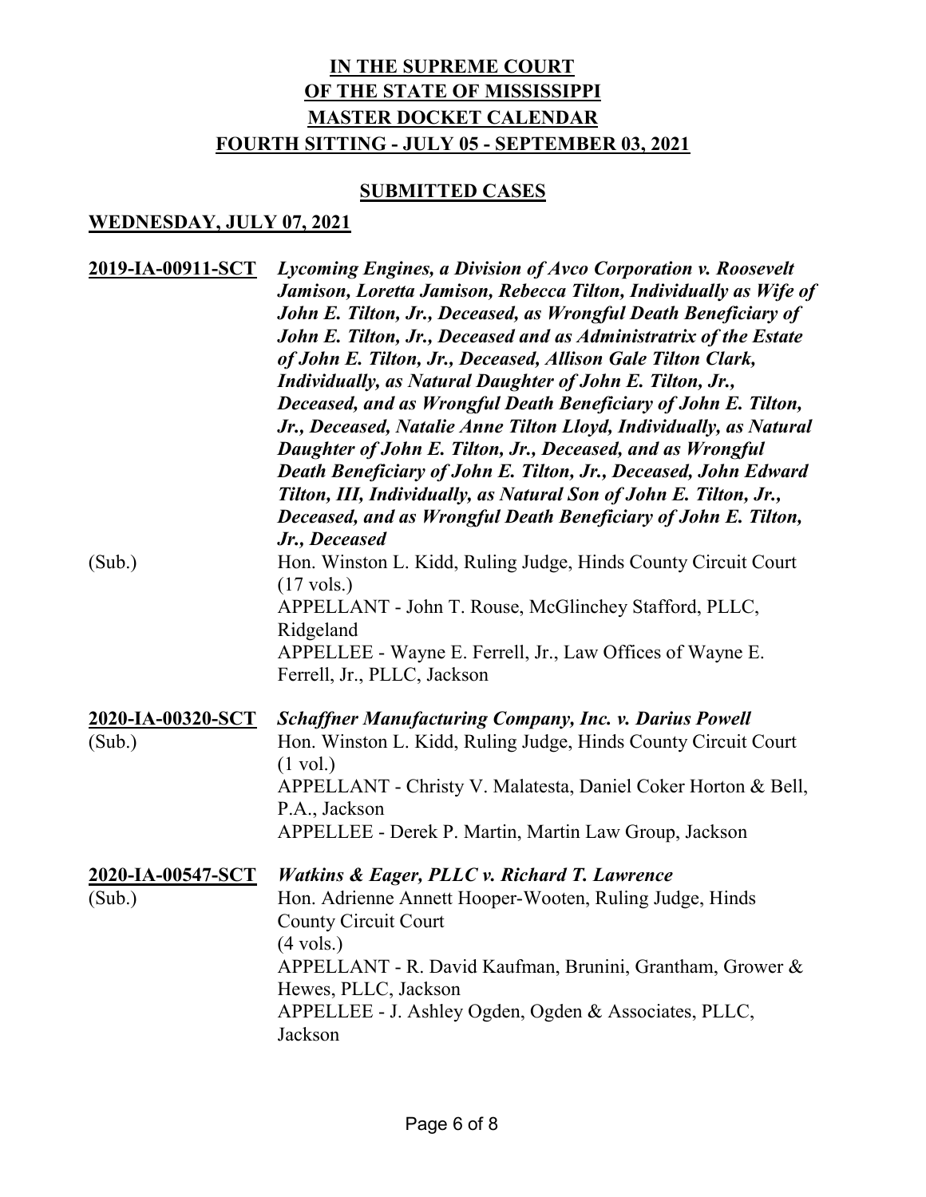**IN THE SUPREME COURT**
**OF THE STATE OF MISSISSIPPI**
**MASTER DOCKET CALENDAR**
**FOURTH SITTING - JULY 05 - SEPTEMBER 03, 2021**

**SUBMITTED CASES**

**WEDNESDAY, JULY 07, 2021**

**2019-IA-00911-SCT** (Sub.)

***Lycoming Engines, a Division of Avco Corporation v. Roosevelt Jamison, Loretta Jamison, Rebecca Tilton, Individually as Wife of John E. Tilton, Jr., Deceased, as Wrongful Death Beneficiary of John E. Tilton, Jr., Deceased and as Administratrix of the Estate of John E. Tilton, Jr., Deceased, Allison Gale Tilton Clark, Individually, as Natural Daughter of John E. Tilton, Jr., Deceased, and as Wrongful Death Beneficiary of John E. Tilton, Jr., Deceased, Natalie Anne Tilton Lloyd, Individually, as Natural Daughter of John E. Tilton, Jr., Deceased, and as Wrongful Death Beneficiary of John E. Tilton, Jr., Deceased, John Edward Tilton, III, Individually, as Natural Son of John E. Tilton, Jr., Deceased, and as Wrongful Death Beneficiary of John E. Tilton, Jr., Deceased***

Hon. Winston L. Kidd, Ruling Judge, Hinds County Circuit Court
(17 vols.)
APPELLANT - John T. Rouse, McGlinchey Stafford, PLLC, Ridgeland
APPELLEE - Wayne E. Ferrell, Jr., Law Offices of Wayne E. Ferrell, Jr., PLLC, Jackson

**2020-IA-00320-SCT** (Sub.)

***Schaffner Manufacturing Company, Inc. v. Darius Powell***

Hon. Winston L. Kidd, Ruling Judge, Hinds County Circuit Court
(1 vol.)
APPELLANT - Christy V. Malatesta, Daniel Coker Horton & Bell, P.A., Jackson
APPELLEE - Derek P. Martin, Martin Law Group, Jackson

**2020-IA-00547-SCT** (Sub.)

***Watkins & Eager, PLLC v. Richard T. Lawrence***

Hon. Adrienne Annett Hooper-Wooten, Ruling Judge, Hinds County Circuit Court
(4 vols.)
APPELLANT - R. David Kaufman, Brunini, Grantham, Grower & Hewes, PLLC, Jackson
APPELLEE - J. Ashley Ogden, Ogden & Associates, PLLC, Jackson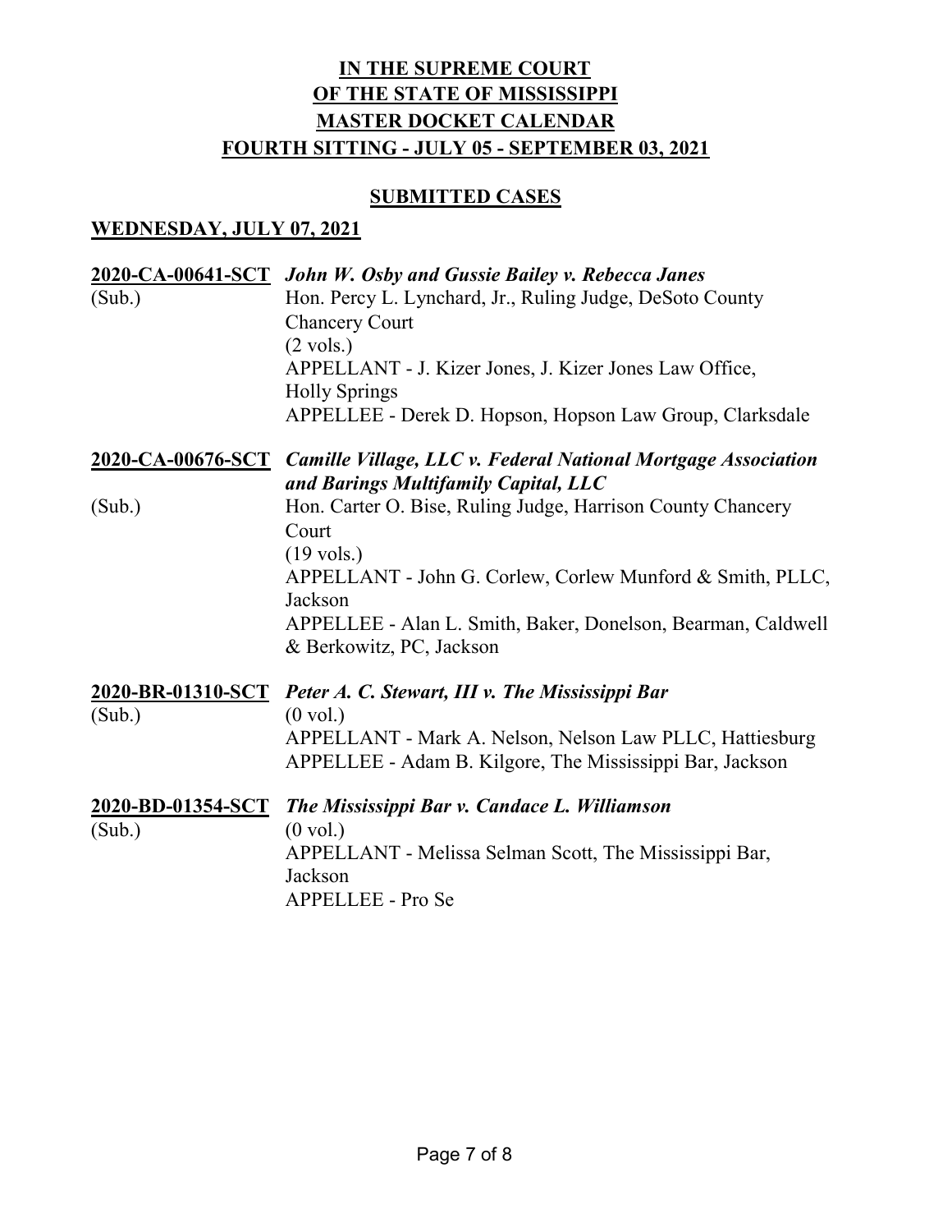# IN THE SUPREME COURT OF THE STATE OF MISSISSIPPI MASTER DOCKET CALENDAR FOURTH SITTING - JULY 05 - SEPTEMBER 03, 2021

## SUBMITTED CASES

### WEDNESDAY, JULY 07, 2021

**2020-CA-00641-SCT** *John W. Osby and Gussie Bailey v. Rebecca Janes*
(Sub.)
Hon. Percy L. Lynchard, Jr., Ruling Judge, DeSoto County Chancery Court
(2 vols.)
APPELLANT - J. Kizer Jones, J. Kizer Jones Law Office, Holly Springs
APPELLEE - Derek D. Hopson, Hopson Law Group, Clarksdale

**2020-CA-00676-SCT** *Camille Village, LLC v. Federal National Mortgage Association and Barings Multifamily Capital, LLC*
(Sub.)
Hon. Carter O. Bise, Ruling Judge, Harrison County Chancery Court
(19 vols.)
APPELLANT - John G. Corlew, Corlew Munford & Smith, PLLC, Jackson
APPELLEE - Alan L. Smith, Baker, Donelson, Bearman, Caldwell & Berkowitz, PC, Jackson

**2020-BR-01310-SCT** *Peter A. C. Stewart, III v. The Mississippi Bar*
(Sub.)
(0 vol.)
APPELLANT - Mark A. Nelson, Nelson Law PLLC, Hattiesburg
APPELLEE - Adam B. Kilgore, The Mississippi Bar, Jackson

**2020-BD-01354-SCT** *The Mississippi Bar v. Candace L. Williamson*
(Sub.)
(0 vol.)
APPELLANT - Melissa Selman Scott, The Mississippi Bar, Jackson
APPELLEE - Pro Se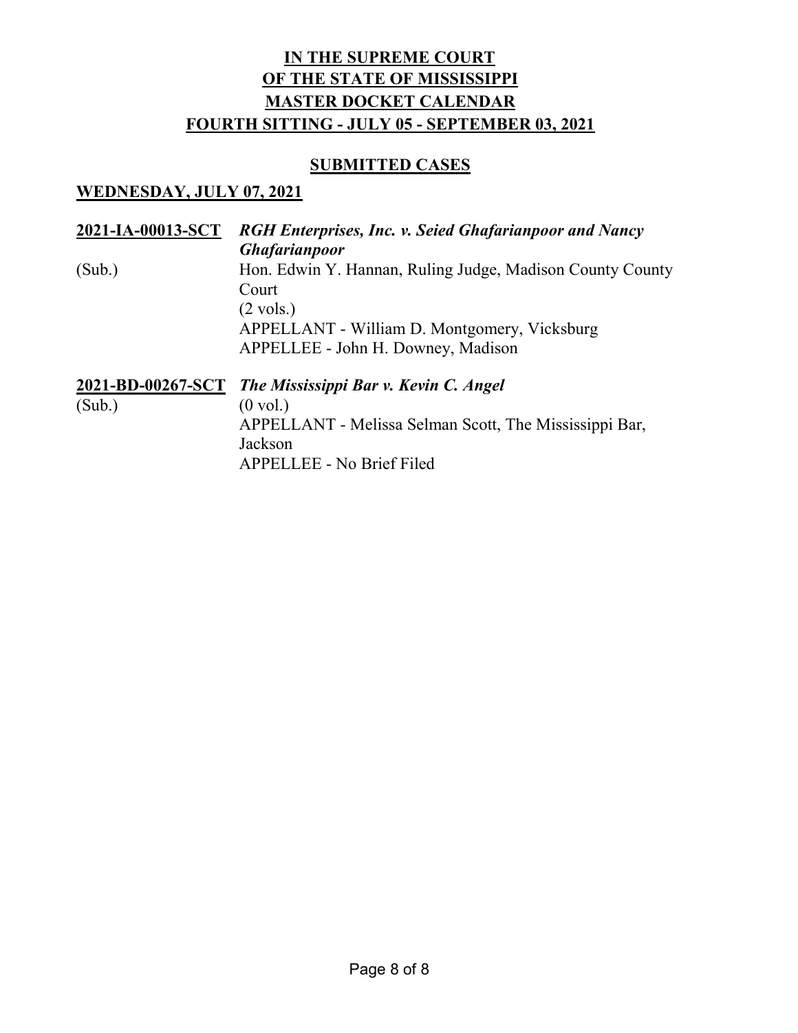# IN THE SUPREME COURT OF THE STATE OF MISSISSIPPI MASTER DOCKET CALENDAR FOURTH SITTING - JULY 05 - SEPTEMBER 03, 2021

## SUBMITTED CASES

### WEDNESDAY, JULY 07, 2021

**2021-IA-00013-SCT** ***RGH Enterprises, Inc. v. Seied Ghafarianpoor and Nancy Ghafarianpoor***

(Sub.)

Hon. Edwin Y. Hannan, Ruling Judge, Madison County County Court
(2 vols.)
APPELLANT - William D. Montgomery, Vicksburg
APPELLEE - John H. Downey, Madison

**2021-BD-00267-SCT** ***The Mississippi Bar v. Kevin C. Angel***

(Sub.)

(0 vol.)
APPELLANT - Melissa Selman Scott, The Mississippi Bar, Jackson
APPELLEE - No Brief Filed